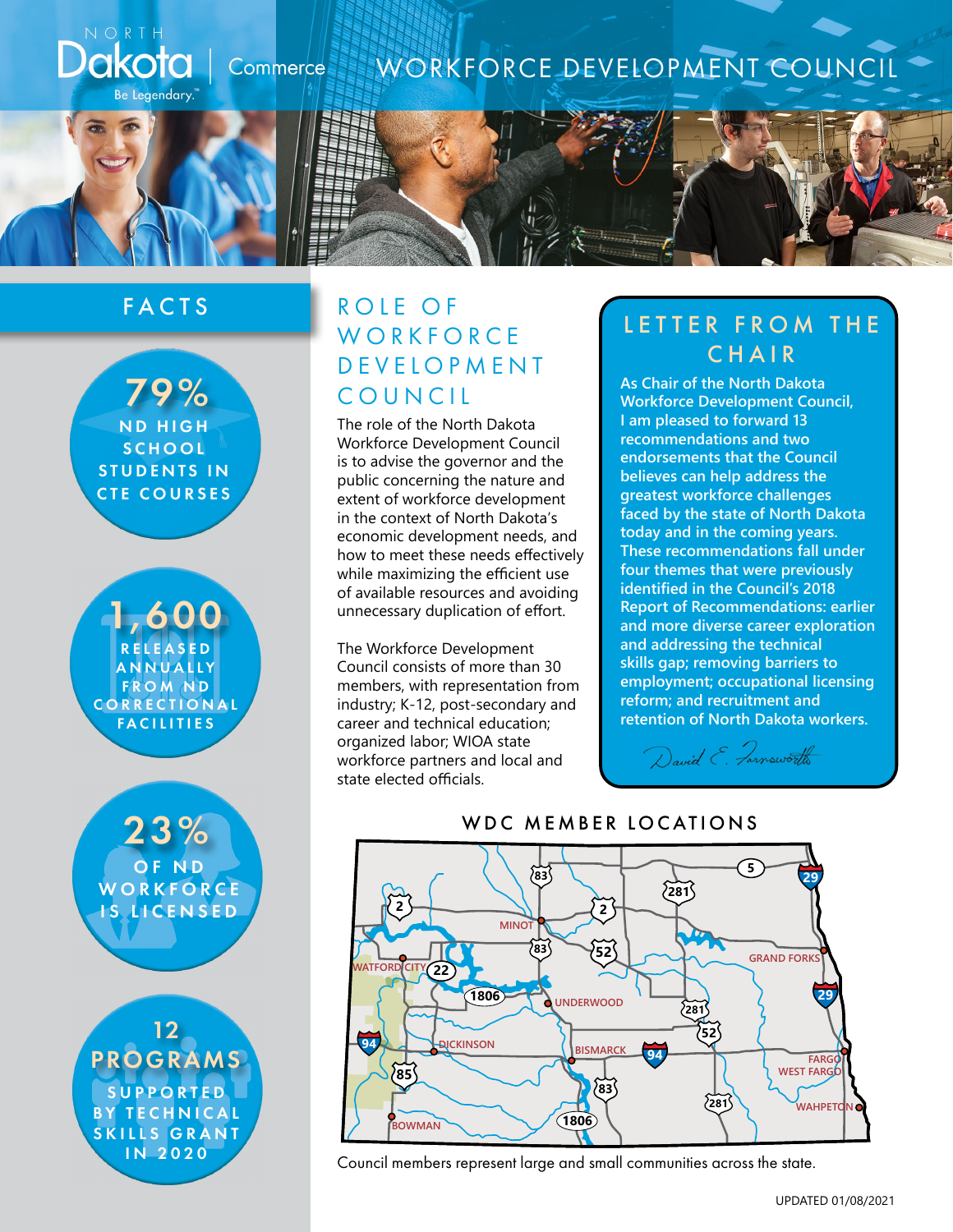# WORKFORCE DEVELOPMENT COUNCIL

North Dakota | Commerce — Be Legendary.

## FACTS

**79%** ND HIGH SCHOOL STUDENTS IN CTE COURSES

**1,600** RELEASED ANNUALLY FROM ND CORRECTIONAL FACILITIES

**23%** OF ND WORKFORCE IS LICENSED

**12 PROGRAMS** SUPPORTED BY TECHNICAL SKILLS GRANT IN 2020

## ROLE OF WORKFORCE DEVELOPMENT COUNCIL

The role of the North Dakota Workforce Development Council is to advise the governor and the public concerning the nature and extent of workforce development in the context of North Dakota's economic development needs, and how to meet these needs effectively while maximizing the efficient use of available resources and avoiding unnecessary duplication of effort.

The Workforce Development Council consists of more than 30 members, with representation from industry; K-12, post-secondary and career and technical education; organized labor; WIOA state workforce partners and local and state elected officials.

## LETTER FROM THE CHAIR

As Chair of the North Dakota Workforce Development Council, I am pleased to forward 13 recommendations and two endorsements that the Council believes can help address the greatest workforce challenges faced by the state of North Dakota today and in the coming years. These recommendations fall under four themes that were previously identified in the Council's 2018 Report of Recommendations: earlier and more diverse career exploration and addressing the technical skills gap; removing barriers to employment; occupational licensing reform; and recruitment and retention of North Dakota workers.

David E. Farnsworth

## WDC MEMBER LOCATIONS

MINOT, WATFORD CITY, UNDERWOOD, GRAND FORKS, DICKINSON, BISMARCK, FARGO, WEST FARGO, WAHPETON, BOWMAN

Council members represent large and small communities across the state.

UPDATED 01/08/2021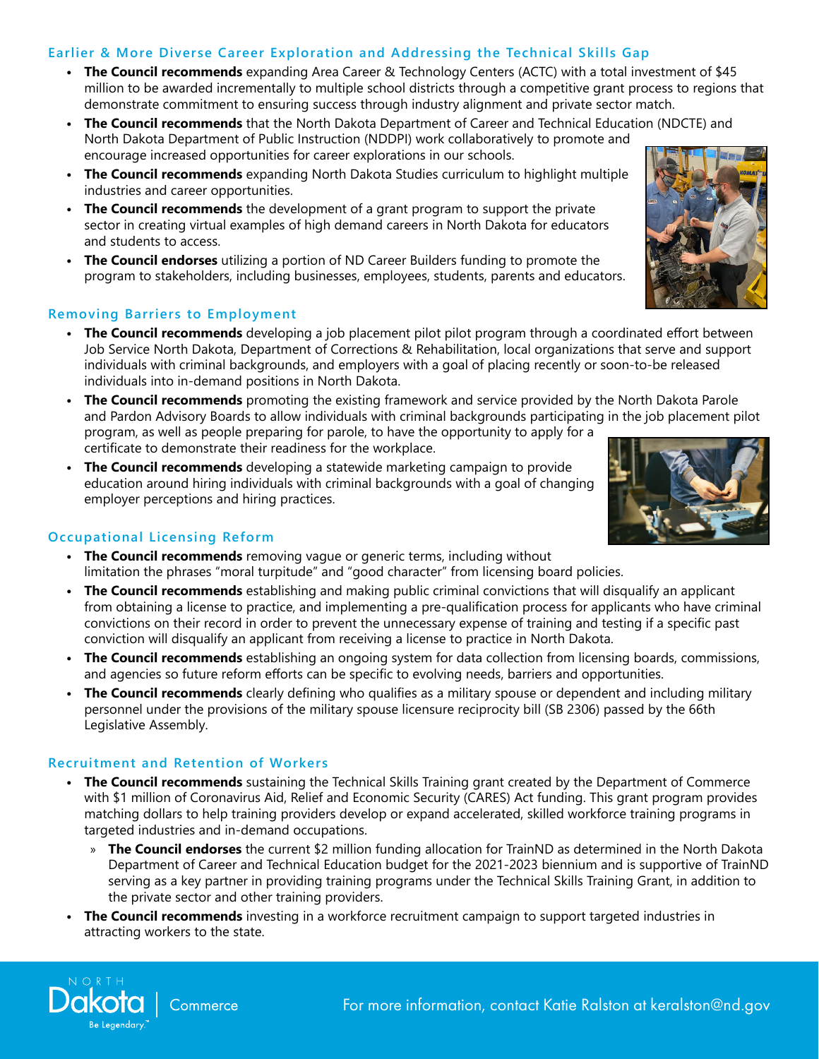### Earlier & More Diverse Career Exploration and Addressing the Technical Skills Gap

- **The Council recommends** expanding Area Career & Technology Centers (ACTC) with a total investment of $45 million to be awarded incrementally to multiple school districts through a competitive grant process to regions that demonstrate commitment to ensuring success through industry alignment and private sector match.
- **The Council recommends** that the North Dakota Department of Career and Technical Education (NDCTE) and North Dakota Department of Public Instruction (NDDPI) work collaboratively to promote and encourage increased opportunities for career explorations in our schools.
- **The Council recommends** expanding North Dakota Studies curriculum to highlight multiple industries and career opportunities.
- **The Council recommends** the development of a grant program to support the private sector in creating virtual examples of high demand careers in North Dakota for educators and students to access.
- **The Council endorses** utilizing a portion of ND Career Builders funding to promote the program to stakeholders, including businesses, employees, students, parents and educators.

### Removing Barriers to Employment

- **The Council recommends** developing a job placement pilot pilot program through a coordinated effort between Job Service North Dakota, Department of Corrections & Rehabilitation, local organizations that serve and support individuals with criminal backgrounds, and employers with a goal of placing recently or soon-to-be released individuals into in-demand positions in North Dakota.
- **The Council recommends** promoting the existing framework and service provided by the North Dakota Parole and Pardon Advisory Boards to allow individuals with criminal backgrounds participating in the job placement pilot program, as well as people preparing for parole, to have the opportunity to apply for a certificate to demonstrate their readiness for the workplace.
- **The Council recommends** developing a statewide marketing campaign to provide education around hiring individuals with criminal backgrounds with a goal of changing employer perceptions and hiring practices.

### Occupational Licensing Reform

- **The Council recommends** removing vague or generic terms, including without limitation the phrases "moral turpitude" and "good character" from licensing board policies.
- **The Council recommends** establishing and making public criminal convictions that will disqualify an applicant from obtaining a license to practice, and implementing a pre-qualification process for applicants who have criminal convictions on their record in order to prevent the unnecessary expense of training and testing if a specific past conviction will disqualify an applicant from receiving a license to practice in North Dakota.
- **The Council recommends** establishing an ongoing system for data collection from licensing boards, commissions, and agencies so future reform efforts can be specific to evolving needs, barriers and opportunities.
- **The Council recommends** clearly defining who qualifies as a military spouse or dependent and including military personnel under the provisions of the military spouse licensure reciprocity bill (SB 2306) passed by the 66th Legislative Assembly.

### Recruitment and Retention of Workers

- **The Council recommends** sustaining the Technical Skills Training grant created by the Department of Commerce with $1 million of Coronavirus Aid, Relief and Economic Security (CARES) Act funding. This grant program provides matching dollars to help training providers develop or expand accelerated, skilled workforce training programs in targeted industries and in-demand occupations.
  - **The Council endorses** the current $2 million funding allocation for TrainND as determined in the North Dakota Department of Career and Technical Education budget for the 2021-2023 biennium and is supportive of TrainND serving as a key partner in providing training programs under the Technical Skills Training Grant, in addition to the private sector and other training providers.
- **The Council recommends** investing in a workforce recruitment campaign to support targeted industries in attracting workers to the state.

North Dakota | Commerce

For more information, contact Katie Ralston at keralston@nd.gov